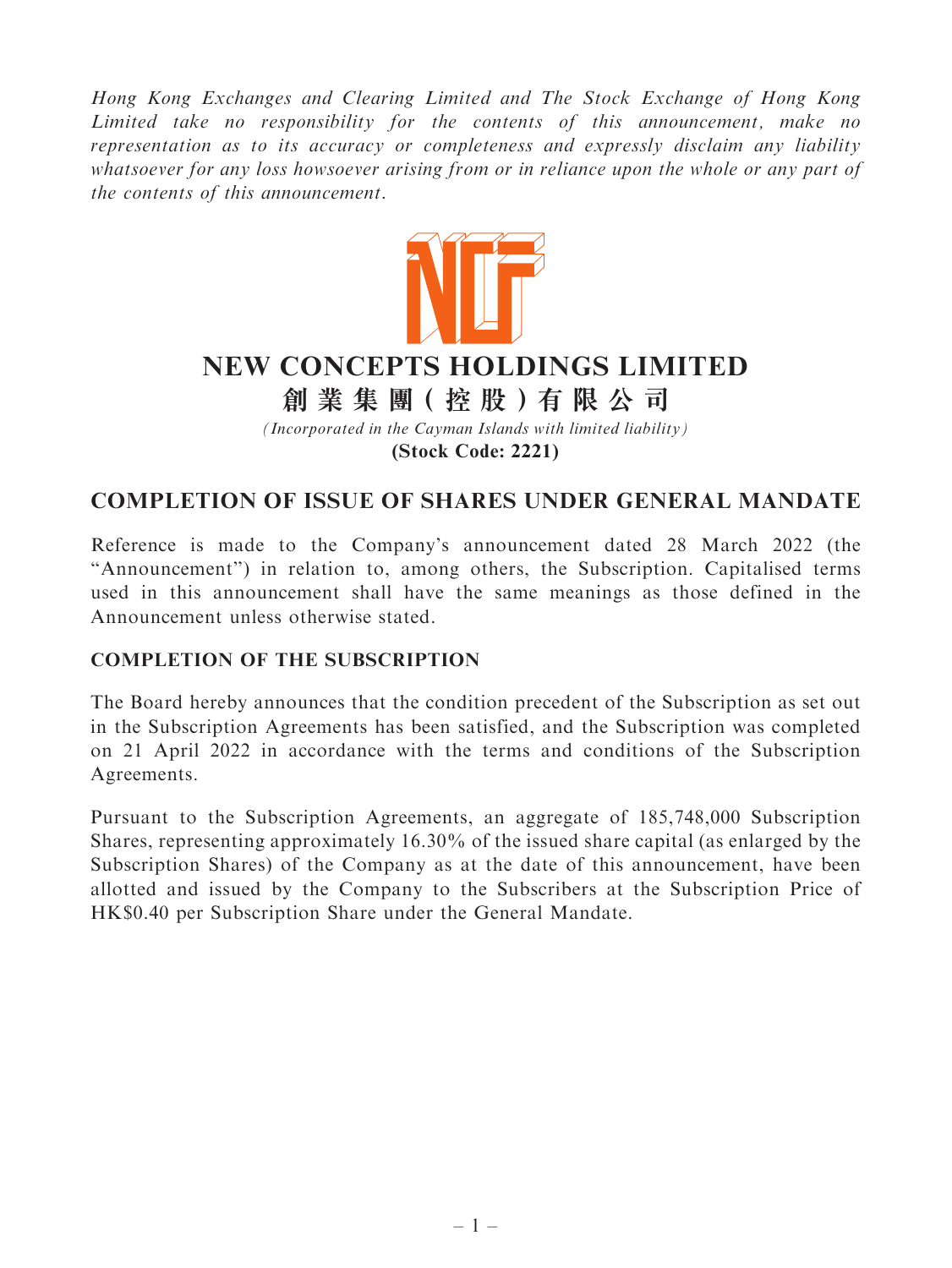*Hong Kong Exchanges and Clearing Limited and The Stock Exchange of Hong Kong Limited take no responsibility for the contents of this announcement, make no representation as to its accuracy or completeness and expressly disclaim any liability whatsoever for any loss howsoever arising from or in reliance upon the whole or any part of the contents of this announcement.*

# NEW CONCEPTS HOLDINGS LIMITED

# 創業集團(控股)有限公司

*(Incorporated in the Cayman Islands with limited liability)*

**(Stock Code: 2221)**

## COMPLETION OF ISSUE OF SHARES UNDER GENERAL MANDATE

Reference is made to the Company's announcement dated 28 March 2022 (the "Announcement") in relation to, among others, the Subscription. Capitalised terms used in this announcement shall have the same meanings as those defined in the Announcement unless otherwise stated.

### COMPLETION OF THE SUBSCRIPTION

The Board hereby announces that the condition precedent of the Subscription as set out in the Subscription Agreements has been satisfied, and the Subscription was completed on 21 April 2022 in accordance with the terms and conditions of the Subscription Agreements.

Pursuant to the Subscription Agreements, an aggregate of 185,748,000 Subscription Shares, representing approximately 16.30% of the issued share capital (as enlarged by the Subscription Shares) of the Company as at the date of this announcement, have been allotted and issued by the Company to the Subscribers at the Subscription Price of HK$0.40 per Subscription Share under the General Mandate.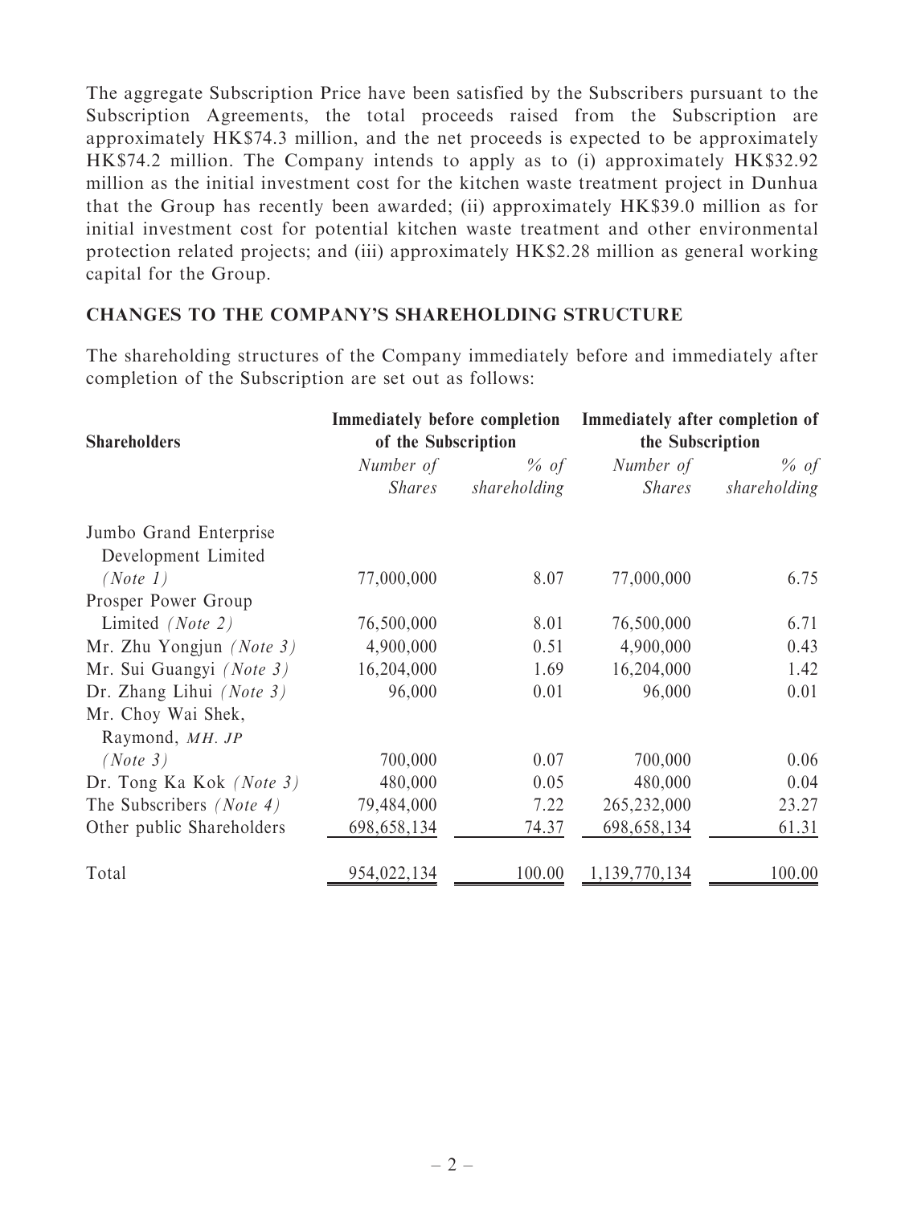The aggregate Subscription Price have been satisfied by the Subscribers pursuant to the Subscription Agreements, the total proceeds raised from the Subscription are approximately HK$74.3 million, and the net proceeds is expected to be approximately HK$74.2 million. The Company intends to apply as to (i) approximately HK$32.92 million as the initial investment cost for the kitchen waste treatment project in Dunhua that the Group has recently been awarded; (ii) approximately HK$39.0 million as for initial investment cost for potential kitchen waste treatment and other environmental protection related projects; and (iii) approximately HK$2.28 million as general working capital for the Group.

## CHANGES TO THE COMPANY'S SHAREHOLDING STRUCTURE

The shareholding structures of the Company immediately before and immediately after completion of the Subscription are set out as follows:

| Shareholders | Immediately before completion of the Subscription | | Immediately after completion of the Subscription | |
|---|---|---|---|---|
| | *Number of Shares* | *% of shareholding* | *Number of Shares* | *% of shareholding* |
| Jumbo Grand Enterprise Development Limited *(Note 1)* | 77,000,000 | 8.07 | 77,000,000 | 6.75 |
| Prosper Power Group Limited *(Note 2)* | 76,500,000 | 8.01 | 76,500,000 | 6.71 |
| Mr. Zhu Yongjun *(Note 3)* | 4,900,000 | 0.51 | 4,900,000 | 0.43 |
| Mr. Sui Guangyi *(Note 3)* | 16,204,000 | 1.69 | 16,204,000 | 1.42 |
| Dr. Zhang Lihui *(Note 3)* | 96,000 | 0.01 | 96,000 | 0.01 |
| Mr. Choy Wai Shek, Raymond, *MH. JP* *(Note 3)* | 700,000 | 0.07 | 700,000 | 0.06 |
| Dr. Tong Ka Kok *(Note 3)* | 480,000 | 0.05 | 480,000 | 0.04 |
| The Subscribers *(Note 4)* | 79,484,000 | 7.22 | 265,232,000 | 23.27 |
| Other public Shareholders | 698,658,134 | 74.37 | 698,658,134 | 61.31 |
| Total | 954,022,134 | 100.00 | 1,139,770,134 | 100.00 |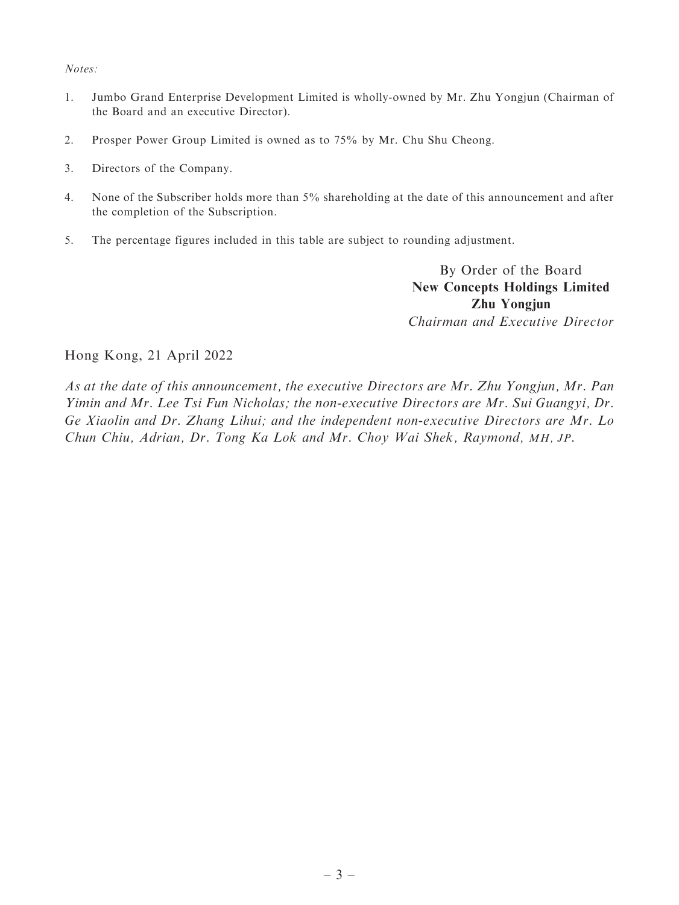*Notes:*

1. Jumbo Grand Enterprise Development Limited is wholly-owned by Mr. Zhu Yongjun (Chairman of the Board and an executive Director).
2. Prosper Power Group Limited is owned as to 75% by Mr. Chu Shu Cheong.
3. Directors of the Company.
4. None of the Subscriber holds more than 5% shareholding at the date of this announcement and after the completion of the Subscription.
5. The percentage figures included in this table are subject to rounding adjustment.

By Order of the Board
**New Concepts Holdings Limited**
**Zhu Yongjun**
*Chairman and Executive Director*

Hong Kong, 21 April 2022

*As at the date of this announcement, the executive Directors are Mr. Zhu Yongjun, Mr. Pan Yimin and Mr. Lee Tsi Fun Nicholas; the non-executive Directors are Mr. Sui Guangyi, Dr. Ge Xiaolin and Dr. Zhang Lihui; and the independent non-executive Directors are Mr. Lo Chun Chiu, Adrian, Dr. Tong Ka Lok and Mr. Choy Wai Shek, Raymond, MH, JP.*